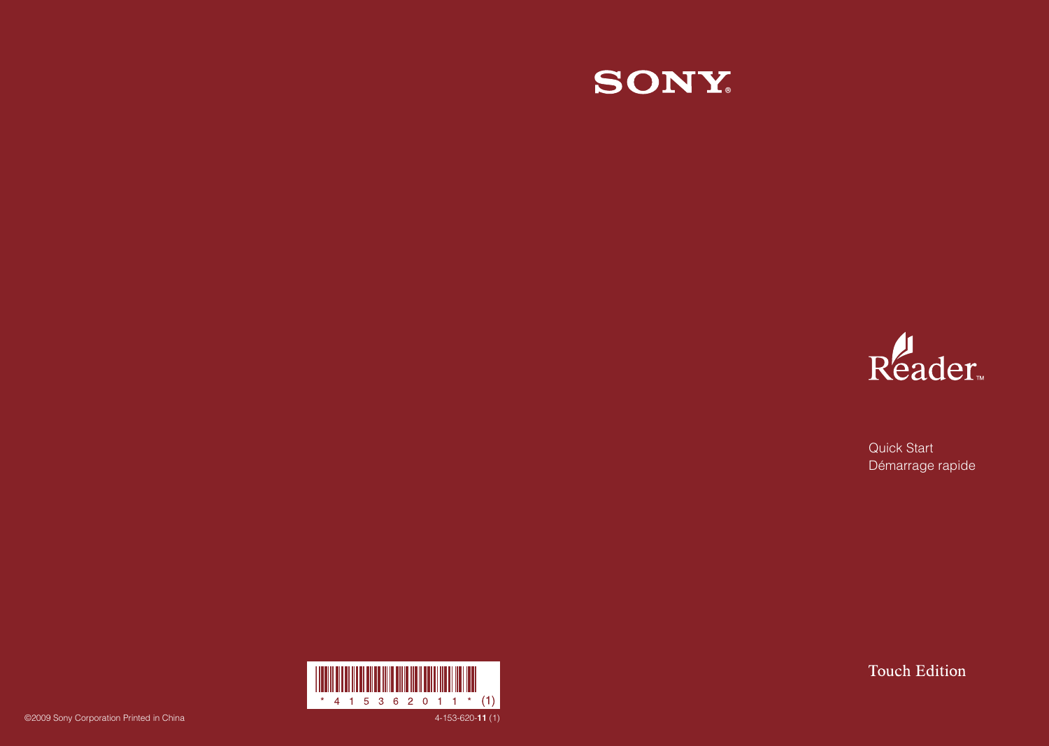SONY

# Reader™

Quick Start
Démarrage rapide

Touch Edition

*4153620 11* (1)

©2009 Sony Corporation Printed in China

4-153-620-**11** (1)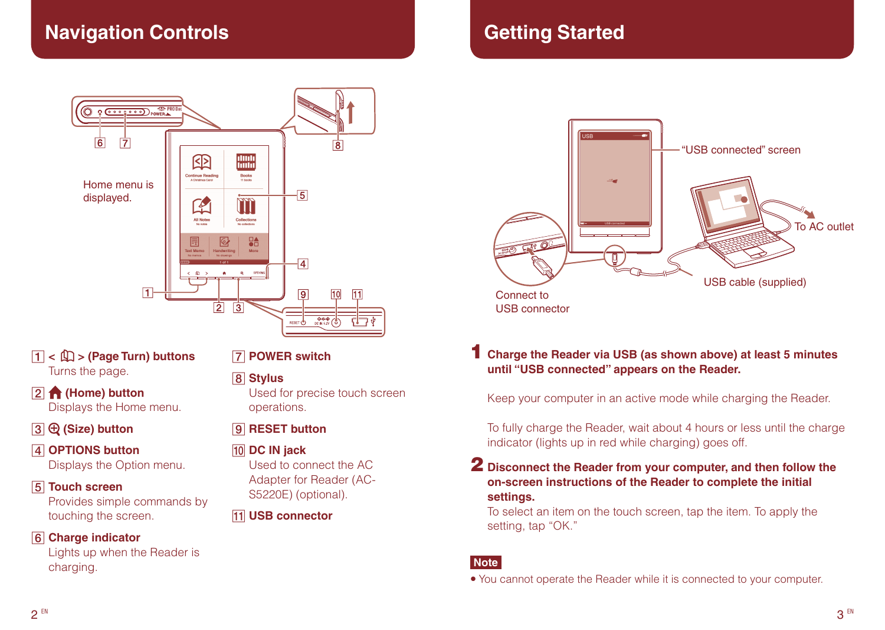## Navigation Controls

Home menu is displayed.

1 < 📖 > (Page Turn) buttons
Turns the page.

2 🏠 (Home) button
Displays the Home menu.

3 ⊕ (Size) button

4 OPTIONS button
Displays the Option menu.

5 Touch screen
Provides simple commands by touching the screen.

6 Charge indicator
Lights up when the Reader is charging.

7 POWER switch

8 Stylus
Used for precise touch screen operations.

9 RESET button

10 DC IN jack
Used to connect the AC Adapter for Reader (AC-S5220E) (optional).

11 USB connector

## Getting Started

"USB connected" screen

To AC outlet

USB cable (supplied)

Connect to USB connector

**1 Charge the Reader via USB (as shown above) at least 5 minutes until "USB connected" appears on the Reader.**

Keep your computer in an active mode while charging the Reader.

To fully charge the Reader, wait about 4 hours or less until the charge indicator (lights up in red while charging) goes off.

**2 Disconnect the Reader from your computer, and then follow the on-screen instructions of the Reader to complete the initial settings.**

To select an item on the touch screen, tap the item. To apply the setting, tap "OK."

**Note**

- You cannot operate the Reader while it is connected to your computer.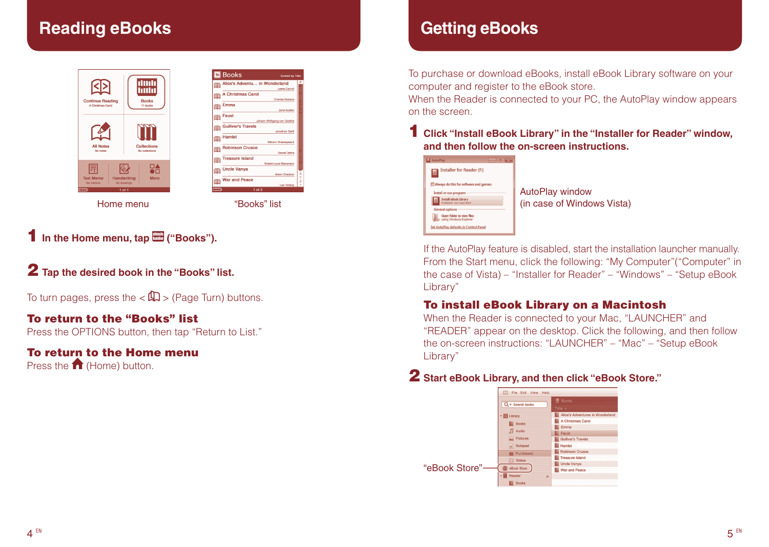# Reading eBooks

Home menu

“Books” list

**1** **In the Home menu, tap (“Books”).**

**2** **Tap the desired book in the “Books” list.**

To turn pages, press the < > (Page Turn) buttons.

### To return to the “Books” list

Press the OPTIONS button, then tap “Return to List.”

### To return to the Home menu

Press the (Home) button.

# Getting eBooks

To purchase or download eBooks, install eBook Library software on your computer and register to the eBook store.
When the Reader is connected to your PC, the AutoPlay window appears on the screen.

**1** **Click “Install eBook Library” in the “Installer for Reader” window, and then follow the on-screen instructions.**

AutoPlay window
(in case of Windows Vista)

If the AutoPlay feature is disabled, start the installation launcher manually. From the Start menu, click the following: “My Computer”(“Computer” in the case of Vista) – “Installer for Reader” – “Windows” – “Setup eBook Library”

### To install eBook Library on a Macintosh

When the Reader is connected to your Mac, “LAUNCHER” and “READER” appear on the desktop. Click the following, and then follow the on-screen instructions: “LAUNCHER” – “Mac” – “Setup eBook Library”

**2** **Start eBook Library, and then click “eBook Store.”**

“eBook Store”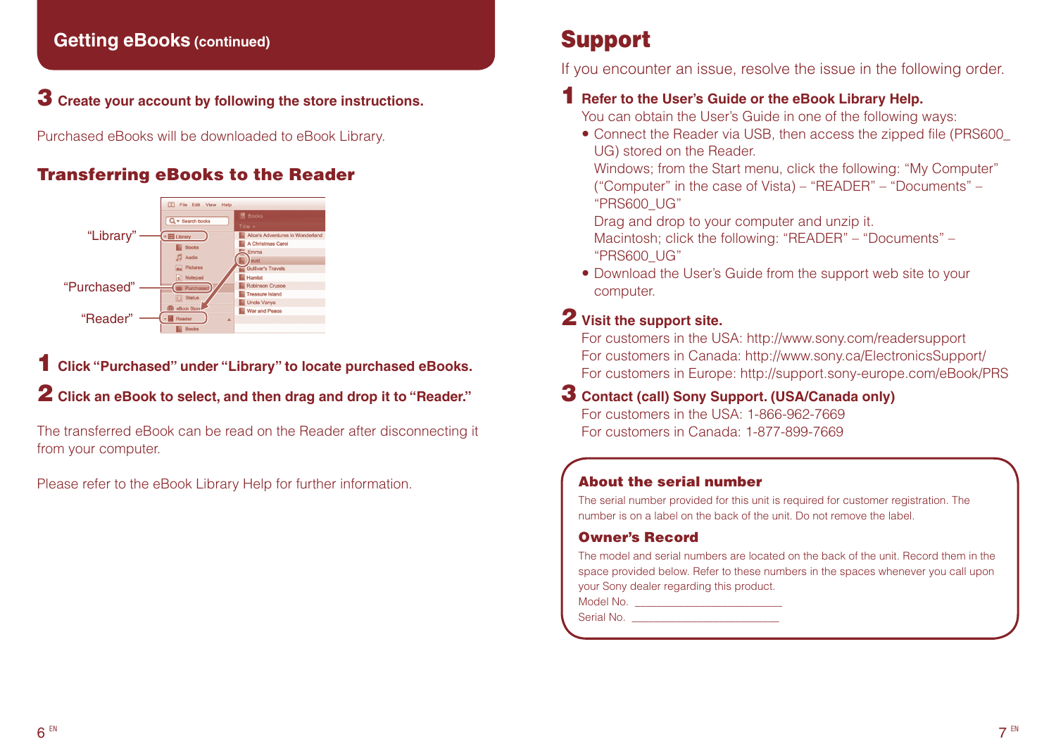## Getting eBooks (continued)

**3 Create your account by following the store instructions.**

Purchased eBooks will be downloaded to eBook Library.

### Transferring eBooks to the Reader

"Library"

"Purchased"

"Reader"

**1 Click "Purchased" under "Library" to locate purchased eBooks.**

**2 Click an eBook to select, and then drag and drop it to "Reader."**

The transferred eBook can be read on the Reader after disconnecting it from your computer.

Please refer to the eBook Library Help for further information.

# Support

If you encounter an issue, resolve the issue in the following order.

**1 Refer to the User's Guide or the eBook Library Help.**

You can obtain the User's Guide in one of the following ways:

- Connect the Reader via USB, then access the zipped file (PRS600_UG) stored on the Reader.
  Windows; from the Start menu, click the following: "My Computer" ("Computer" in the case of Vista) – "READER" – "Documents" – "PRS600_UG"
  Drag and drop to your computer and unzip it.
  Macintosh; click the following: "READER" – "Documents" – "PRS600_UG"
- Download the User's Guide from the support web site to your computer.

**2 Visit the support site.**

For customers in the USA: http://www.sony.com/readersupport
For customers in Canada: http://www.sony.ca/ElectronicsSupport/
For customers in Europe: http://support.sony-europe.com/eBook/PRS

**3 Contact (call) Sony Support. (USA/Canada only)**

For customers in the USA: 1-866-962-7669
For customers in Canada: 1-877-899-7669

### About the serial number

The serial number provided for this unit is required for customer registration. The number is on a label on the back of the unit. Do not remove the label.

### Owner's Record

The model and serial numbers are located on the back of the unit. Record them in the space provided below. Refer to these numbers in the spaces whenever you call upon your Sony dealer regarding this product.

Model No. ________________________

Serial No. ________________________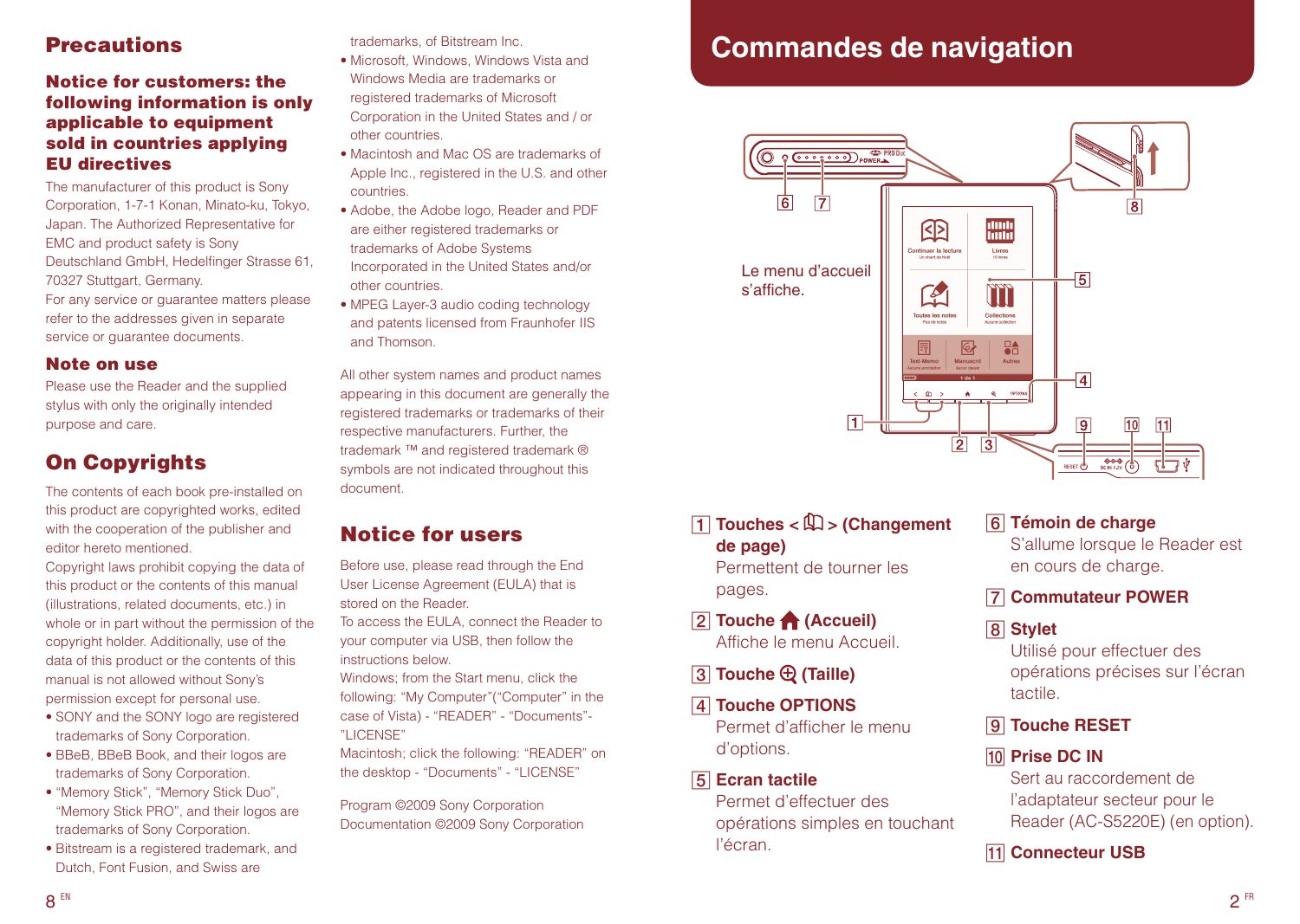## Precautions

### Notice for customers: the following information is only applicable to equipment sold in countries applying EU directives

The manufacturer of this product is Sony Corporation, 1-7-1 Konan, Minato-ku, Tokyo, Japan. The Authorized Representative for EMC and product safety is Sony Deutschland GmbH, Hedelfinger Strasse 61, 70327 Stuttgart, Germany.
For any service or guarantee matters please refer to the addresses given in separate service or guarantee documents.

### Note on use

Please use the Reader and the supplied stylus with only the originally intended purpose and care.

## On Copyrights

The contents of each book pre-installed on this product are copyrighted works, edited with the cooperation of the publisher and editor hereto mentioned.
Copyright laws prohibit copying the data of this product or the contents of this manual (illustrations, related documents, etc.) in whole or in part without the permission of the copyright holder. Additionally, use of the data of this product or the contents of this manual is not allowed without Sony's permission except for personal use.

- SONY and the SONY logo are registered trademarks of Sony Corporation.
- BBeB, BBeB Book, and their logos are trademarks of Sony Corporation.
- "Memory Stick", "Memory Stick Duo", "Memory Stick PRO", and their logos are trademarks of Sony Corporation.
- Bitstream is a registered trademark, and Dutch, Font Fusion, and Swiss are trademarks, of Bitstream Inc.
- Microsoft, Windows, Windows Vista and Windows Media are trademarks or registered trademarks of Microsoft Corporation in the United States and / or other countries.
- Macintosh and Mac OS are trademarks of Apple Inc., registered in the U.S. and other countries.
- Adobe, the Adobe logo, Reader and PDF are either registered trademarks or trademarks of Adobe Systems Incorporated in the United States and/or other countries.
- MPEG Layer-3 audio coding technology and patents licensed from Fraunhofer IIS and Thomson.

All other system names and product names appearing in this document are generally the registered trademarks or trademarks of their respective manufacturers. Further, the trademark ™ and registered trademark ® symbols are not indicated throughout this document.

## Notice for users

Before use, please read through the End User License Agreement (EULA) that is stored on the Reader.
To access the EULA, connect the Reader to your computer via USB, then follow the instructions below.
Windows; from the Start menu, click the following: "My Computer"("Computer" in the case of Vista) - "READER" - "Documents"- "LICENSE"
Macintosh; click the following: "READER" on the desktop - "Documents" - "LICENSE"

Program ©2009 Sony Corporation
Documentation ©2009 Sony Corporation

# Commandes de navigation

Le menu d'accueil s'affiche.

**1 Touches < 📖 > (Changement de page)**
Permettent de tourner les pages.

**2 Touche 🏠 (Accueil)**
Affiche le menu Accueil.

**3 Touche ⊕ (Taille)**

**4 Touche OPTIONS**
Permet d'afficher le menu d'options.

**5 Ecran tactile**
Permet d'effectuer des opérations simples en touchant l'écran.

**6 Témoin de charge**
S'allume lorsque le Reader est en cours de charge.

**7 Commutateur POWER**

**8 Stylet**
Utilisé pour effectuer des opérations précises sur l'écran tactile.

**9 Touche RESET**

**10 Prise DC IN**
Sert au raccordement de l'adaptateur secteur pour le Reader (AC-S5220E) (en option).

**11 Connecteur USB**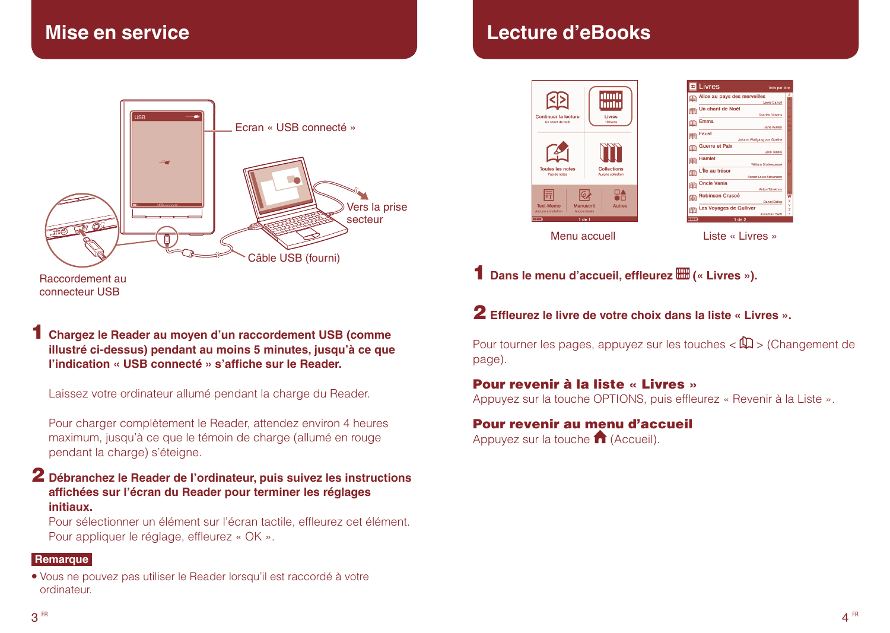# Mise en service

Ecran « USB connecté »

Vers la prise secteur

Câble USB (fourni)

Raccordement au connecteur USB

**1** **Chargez le Reader au moyen d'un raccordement USB (comme illustré ci-dessus) pendant au moins 5 minutes, jusqu'à ce que l'indication « USB connecté » s'affiche sur le Reader.**

Laissez votre ordinateur allumé pendant la charge du Reader.

Pour charger complètement le Reader, attendez environ 4 heures maximum, jusqu'à ce que le témoin de charge (allumé en rouge pendant la charge) s'éteigne.

**2** **Débranchez le Reader de l'ordinateur, puis suivez les instructions affichées sur l'écran du Reader pour terminer les réglages initiaux.**

Pour sélectionner un élément sur l'écran tactile, effleurez cet élément. Pour appliquer le réglage, effleurez « OK ».

**Remarque**

- Vous ne pouvez pas utiliser le Reader lorsqu'il est raccordé à votre ordinateur.

# Lecture d'eBooks

Menu accueil

Liste « Livres »

**1** **Dans le menu d'accueil, effleurez (« Livres »).**

**2** **Effleurez le livre de votre choix dans la liste « Livres ».**

Pour tourner les pages, appuyez sur les touches < > (Changement de page).

**Pour revenir à la liste « Livres »**

Appuyez sur la touche OPTIONS, puis effleurez « Revenir à la Liste ».

**Pour revenir au menu d'accueil**

Appuyez sur la touche (Accueil).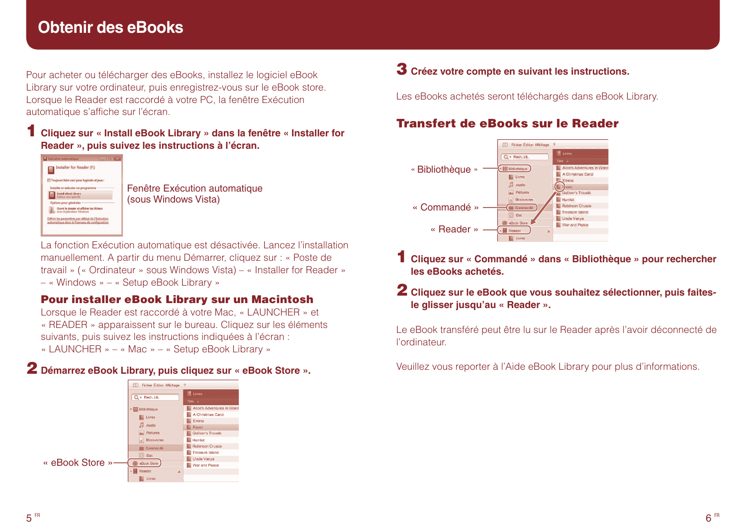# Obtenir des eBooks

Pour acheter ou télécharger des eBooks, installez le logiciel eBook Library sur votre ordinateur, puis enregistrez-vous sur le eBook store. Lorsque le Reader est raccordé à votre PC, la fenêtre Exécution automatique s'affiche sur l'écran.

**1** **Cliquez sur « Install eBook Library » dans la fenêtre « Installer for Reader », puis suivez les instructions à l'écran.**

Fenêtre Exécution automatique (sous Windows Vista)

La fonction Exécution automatique est désactivée. Lancez l'installation manuellement. A partir du menu Démarrer, cliquez sur : « Poste de travail » (« Ordinateur » sous Windows Vista) – « Installer for Reader » – « Windows » – « Setup eBook Library »

### Pour installer eBook Library sur un Macintosh

Lorsque le Reader est raccordé à votre Mac, « LAUNCHER » et « READER » apparaissent sur le bureau. Cliquez sur les éléments suivants, puis suivez les instructions indiquées à l'écran : « LAUNCHER » – « Mac » – « Setup eBook Library »

**2** **Démarrez eBook Library, puis cliquez sur « eBook Store ».**

« eBook Store »

**3** **Créez votre compte en suivant les instructions.**

Les eBooks achetés seront téléchargés dans eBook Library.

## Transfert de eBooks sur le Reader

« Bibliothèque »

« Commandé »

« Reader »

**1** **Cliquez sur « Commandé » dans « Bibliothèque » pour rechercher les eBooks achetés.**

**2** **Cliquez sur le eBook que vous souhaitez sélectionner, puis faites-le glisser jusqu'au « Reader ».**

Le eBook transféré peut être lu sur le Reader après l'avoir déconnecté de l'ordinateur.

Veuillez vous reporter à l'Aide eBook Library pour plus d'informations.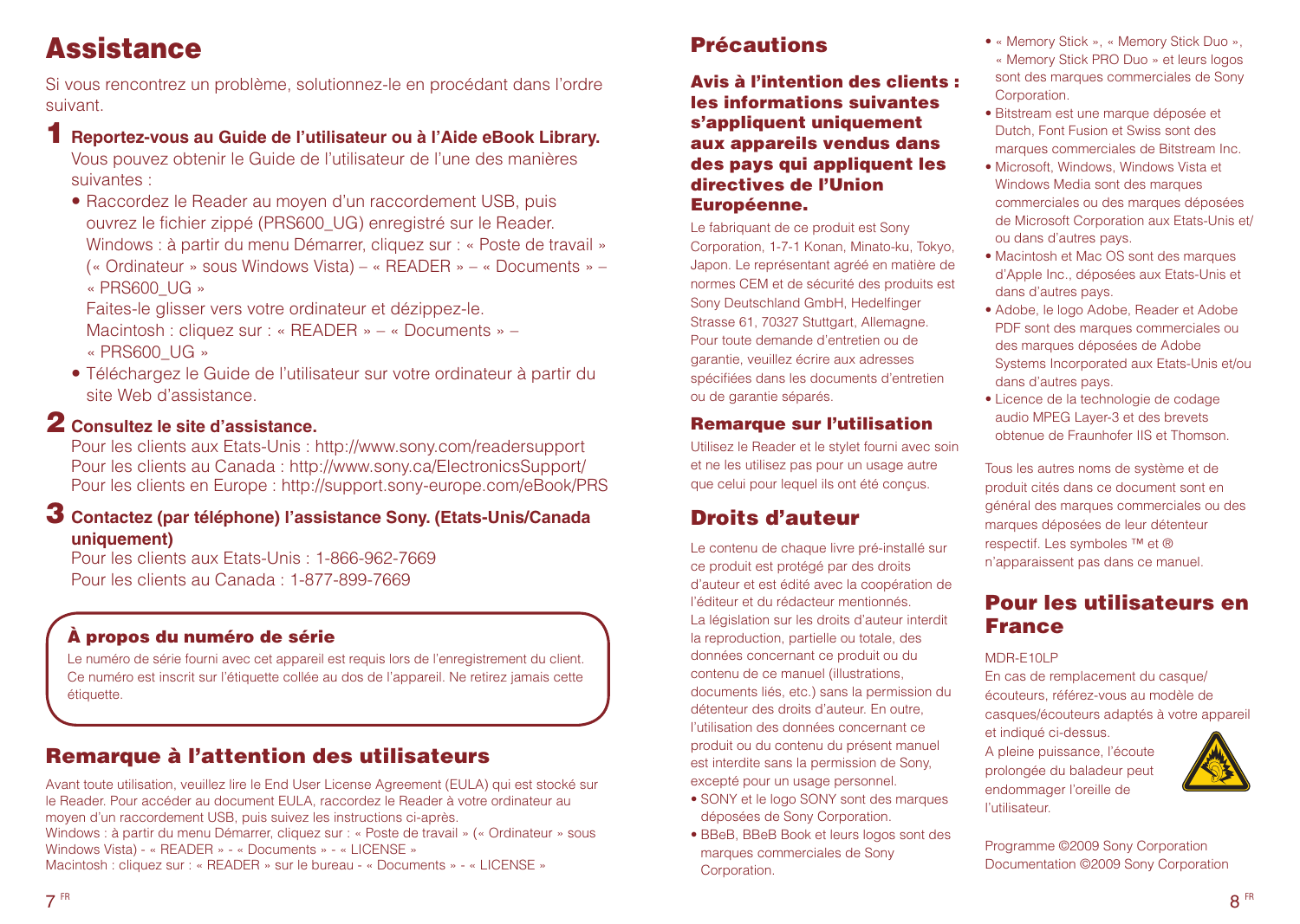# Assistance

Si vous rencontrez un problème, solutionnez-le en procédant dans l'ordre suivant.

**1 Reportez-vous au Guide de l'utilisateur ou à l'Aide eBook Library.**

Vous pouvez obtenir le Guide de l'utilisateur de l'une des manières suivantes :

- Raccordez le Reader au moyen d'un raccordement USB, puis ouvrez le fichier zippé (PRS600_UG) enregistré sur le Reader.
  Windows : à partir du menu Démarrer, cliquez sur : « Poste de travail » (« Ordinateur » sous Windows Vista) – « READER » – « Documents » – « PRS600_UG »
  Faites-le glisser vers votre ordinateur et dézippez-le.
  Macintosh : cliquez sur : « READER » – « Documents » – « PRS600_UG »
- Téléchargez le Guide de l'utilisateur sur votre ordinateur à partir du site Web d'assistance.

**2 Consultez le site d'assistance.**

Pour les clients aux Etats-Unis : http://www.sony.com/readersupport
Pour les clients au Canada : http://www.sony.ca/ElectronicsSupport/
Pour les clients en Europe : http://support.sony-europe.com/eBook/PRS

**3 Contactez (par téléphone) l'assistance Sony. (Etats-Unis/Canada uniquement)**

Pour les clients aux Etats-Unis : 1-866-962-7669
Pour les clients au Canada : 1-877-899-7669

### À propos du numéro de série

Le numéro de série fourni avec cet appareil est requis lors de l'enregistrement du client. Ce numéro est inscrit sur l'étiquette collée au dos de l'appareil. Ne retirez jamais cette étiquette.

## Remarque à l'attention des utilisateurs

Avant toute utilisation, veuillez lire le End User License Agreement (EULA) qui est stocké sur le Reader. Pour accéder au document EULA, raccordez le Reader à votre ordinateur au moyen d'un raccordement USB, puis suivez les instructions ci-après.
Windows : à partir du menu Démarrer, cliquez sur : « Poste de travail » (« Ordinateur » sous Windows Vista) - « READER » - « Documents » - « LICENSE »
Macintosh : cliquez sur : « READER » sur le bureau - « Documents » - « LICENSE »

# Précautions

### Avis à l'intention des clients : les informations suivantes s'appliquent uniquement aux appareils vendus dans des pays qui appliquent les directives de l'Union Européenne.

Le fabriquant de ce produit est Sony Corporation, 1-7-1 Konan, Minato-ku, Tokyo, Japon. Le représentant agréé en matière de normes CEM et de sécurité des produits est Sony Deutschland GmbH, Hedelfinger Strasse 61, 70327 Stuttgart, Allemagne. Pour toute demande d'entretien ou de garantie, veuillez écrire aux adresses spécifiées dans les documents d'entretien ou de garantie séparés.

### Remarque sur l'utilisation

Utilisez le Reader et le stylet fourni avec soin et ne les utilisez pas pour un usage autre que celui pour lequel ils ont été conçus.

## Droits d'auteur

Le contenu de chaque livre pré-installé sur ce produit est protégé par des droits d'auteur et est édité avec la coopération de l'éditeur et du rédacteur mentionnés.
La législation sur les droits d'auteur interdit la reproduction, partielle ou totale, des données concernant ce produit ou du contenu de ce manuel (illustrations, documents liés, etc.) sans la permission du détenteur des droits d'auteur. En outre, l'utilisation des données concernant ce produit ou du contenu du présent manuel est interdite sans la permission de Sony, excepté pour un usage personnel.

- SONY et le logo SONY sont des marques déposées de Sony Corporation.
- BBeB, BBeB Book et leurs logos sont des marques commerciales de Sony Corporation.
- « Memory Stick », « Memory Stick Duo », « Memory Stick PRO Duo » et leurs logos sont des marques commerciales de Sony Corporation.
- Bitstream est une marque déposée et Dutch, Font Fusion et Swiss sont des marques commerciales de Bitstream Inc.
- Microsoft, Windows, Windows Vista et Windows Media sont des marques commerciales ou des marques déposées de Microsoft Corporation aux Etats-Unis et/ou dans d'autres pays.
- Macintosh et Mac OS sont des marques d'Apple Inc., déposées aux Etats-Unis et dans d'autres pays.
- Adobe, le logo Adobe, Reader et Adobe PDF sont des marques commerciales ou des marques déposées de Adobe Systems Incorporated aux Etats-Unis et/ou dans d'autres pays.
- Licence de la technologie de codage audio MPEG Layer-3 et des brevets obtenue de Fraunhofer IIS et Thomson.

Tous les autres noms de système et de produit cités dans ce document sont en général des marques commerciales ou des marques déposées de leur détenteur respectif. Les symboles ™ et ® n'apparaissent pas dans ce manuel.

## Pour les utilisateurs en France

MDR-E10LP
En cas de remplacement du casque/écouteurs, référez-vous au modèle de casques/écouteurs adaptés à votre appareil et indiqué ci-dessus.
A pleine puissance, l'écoute prolongée du baladeur peut endommager l'oreille de l'utilisateur.

Programme ©2009 Sony Corporation
Documentation ©2009 Sony Corporation